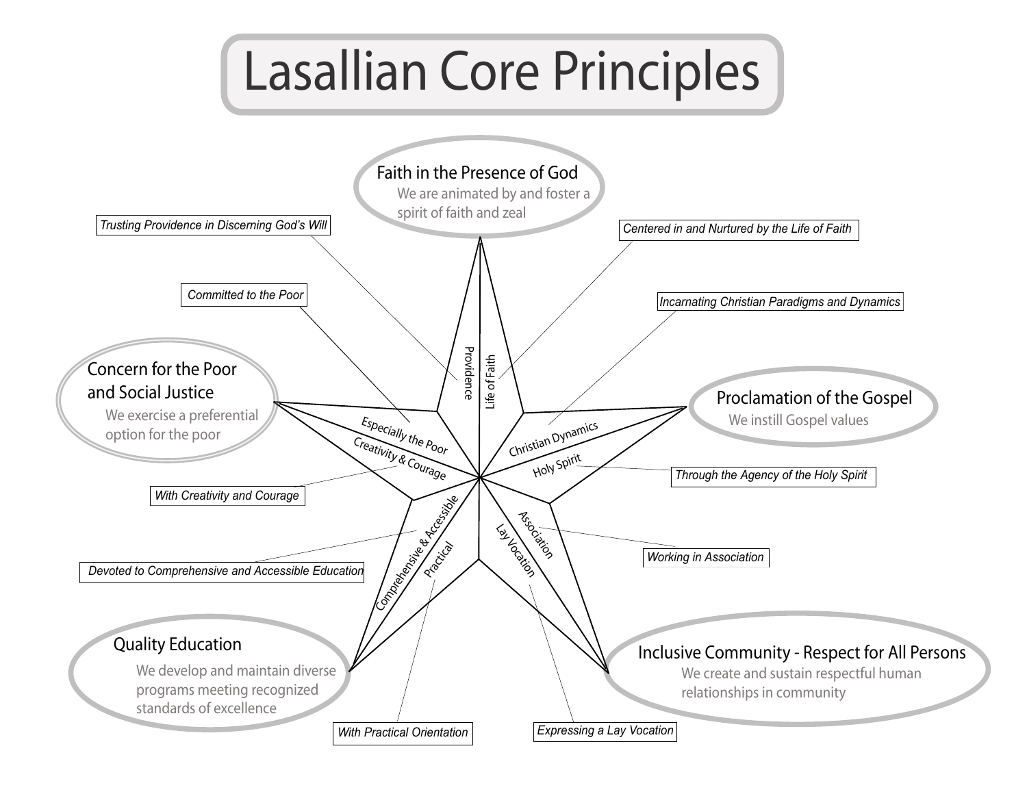# Lasallian Core Principles

## Faith in the Presence of God

We are animated by and foster a spirit of faith and zeal

- *Trusting Providence in Discerning God's Will* (Providence)
- *Centered in and Nurtured by the Life of Faith* (Life of Faith)

## Proclamation of the Gospel

We instill Gospel values

- *Incarnating Christian Paradigms and Dynamics* (Christian Dynamics)
- *Through the Agency of the Holy Spirit* (Holy Spirit)

## Inclusive Community - Respect for All Persons

We create and sustain respectful human relationships in community

- *Working in Association* (Association)
- *Expressing a Lay Vocation* (Lay Vocation)

## Quality Education

We develop and maintain diverse programs meeting recognized standards of excellence

- *Devoted to Comprehensive and Accessible Education* (Comprehensive & Accessible)
- *With Practical Orientation* (Practical)

## Concern for the Poor and Social Justice

We exercise a preferential option for the poor

- *Committed to the Poor* (Especially the Poor)
- *With Creativity and Courage* (Creativity & Courage)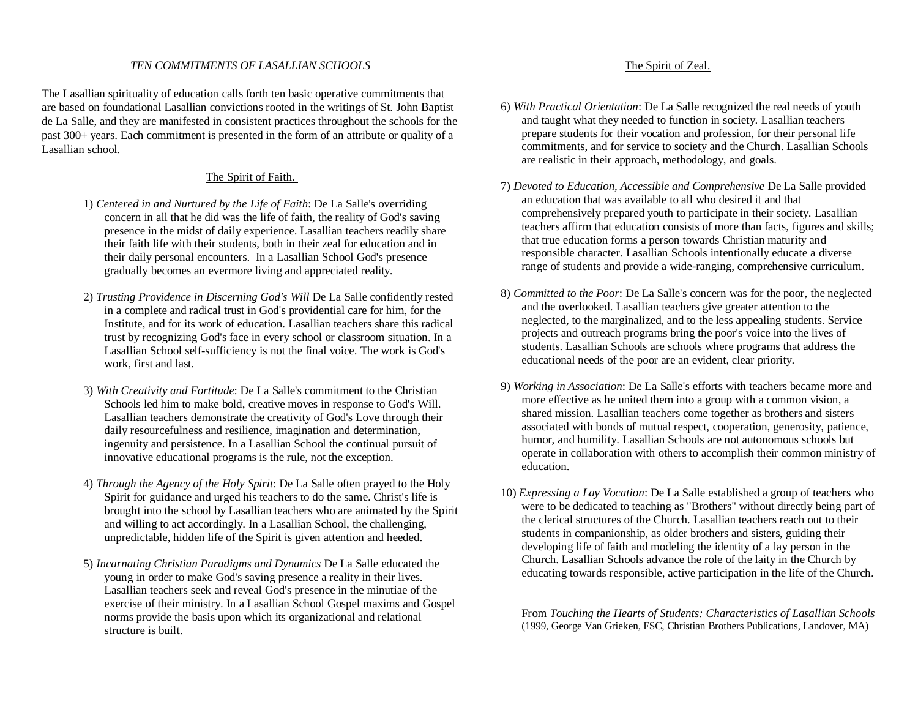*TEN COMMITMENTS OF LASALLIAN SCHOOLS*

The Lasallian spirituality of education calls forth ten basic operative commitments that are based on foundational Lasallian convictions rooted in the writings of St. John Baptist de La Salle, and they are manifested in consistent practices throughout the schools for the past 300+ years. Each commitment is presented in the form of an attribute or quality of a Lasallian school.

## The Spirit of Faith.

1) *Centered in and Nurtured by the Life of Faith*: De La Salle's overriding concern in all that he did was the life of faith, the reality of God's saving presence in the midst of daily experience. Lasallian teachers readily share their faith life with their students, both in their zeal for education and in their daily personal encounters. In a Lasallian School God's presence gradually becomes an evermore living and appreciated reality.

2) *Trusting Providence in Discerning God's Will* De La Salle confidently rested in a complete and radical trust in God's providential care for him, for the Institute, and for its work of education. Lasallian teachers share this radical trust by recognizing God's face in every school or classroom situation. In a Lasallian School self-sufficiency is not the final voice. The work is God's work, first and last.

3) *With Creativity and Fortitude*: De La Salle's commitment to the Christian Schools led him to make bold, creative moves in response to God's Will. Lasallian teachers demonstrate the creativity of God's Love through their daily resourcefulness and resilience, imagination and determination, ingenuity and persistence. In a Lasallian School the continual pursuit of innovative educational programs is the rule, not the exception.

4) *Through the Agency of the Holy Spirit*: De La Salle often prayed to the Holy Spirit for guidance and urged his teachers to do the same. Christ's life is brought into the school by Lasallian teachers who are animated by the Spirit and willing to act accordingly. In a Lasallian School, the challenging, unpredictable, hidden life of the Spirit is given attention and heeded.

5) *Incarnating Christian Paradigms and Dynamics* De La Salle educated the young in order to make God's saving presence a reality in their lives. Lasallian teachers seek and reveal God's presence in the minutiae of the exercise of their ministry. In a Lasallian School Gospel maxims and Gospel norms provide the basis upon which its organizational and relational structure is built.

## The Spirit of Zeal.

6) *With Practical Orientation*: De La Salle recognized the real needs of youth and taught what they needed to function in society. Lasallian teachers prepare students for their vocation and profession, for their personal life commitments, and for service to society and the Church. Lasallian Schools are realistic in their approach, methodology, and goals.

7) *Devoted to Education, Accessible and Comprehensive* De La Salle provided an education that was available to all who desired it and that comprehensively prepared youth to participate in their society. Lasallian teachers affirm that education consists of more than facts, figures and skills; that true education forms a person towards Christian maturity and responsible character. Lasallian Schools intentionally educate a diverse range of students and provide a wide-ranging, comprehensive curriculum.

8) *Committed to the Poor*: De La Salle's concern was for the poor, the neglected and the overlooked. Lasallian teachers give greater attention to the neglected, to the marginalized, and to the less appealing students. Service projects and outreach programs bring the poor's voice into the lives of students. Lasallian Schools are schools where programs that address the educational needs of the poor are an evident, clear priority.

9) *Working in Association*: De La Salle's efforts with teachers became more and more effective as he united them into a group with a common vision, a shared mission. Lasallian teachers come together as brothers and sisters associated with bonds of mutual respect, cooperation, generosity, patience, humor, and humility. Lasallian Schools are not autonomous schools but operate in collaboration with others to accomplish their common ministry of education.

10) *Expressing a Lay Vocation*: De La Salle established a group of teachers who were to be dedicated to teaching as "Brothers" without directly being part of the clerical structures of the Church. Lasallian teachers reach out to their students in companionship, as older brothers and sisters, guiding their developing life of faith and modeling the identity of a lay person in the Church. Lasallian Schools advance the role of the laity in the Church by educating towards responsible, active participation in the life of the Church.

From *Touching the Hearts of Students: Characteristics of Lasallian Schools* (1999, George Van Grieken, FSC, Christian Brothers Publications, Landover, MA)